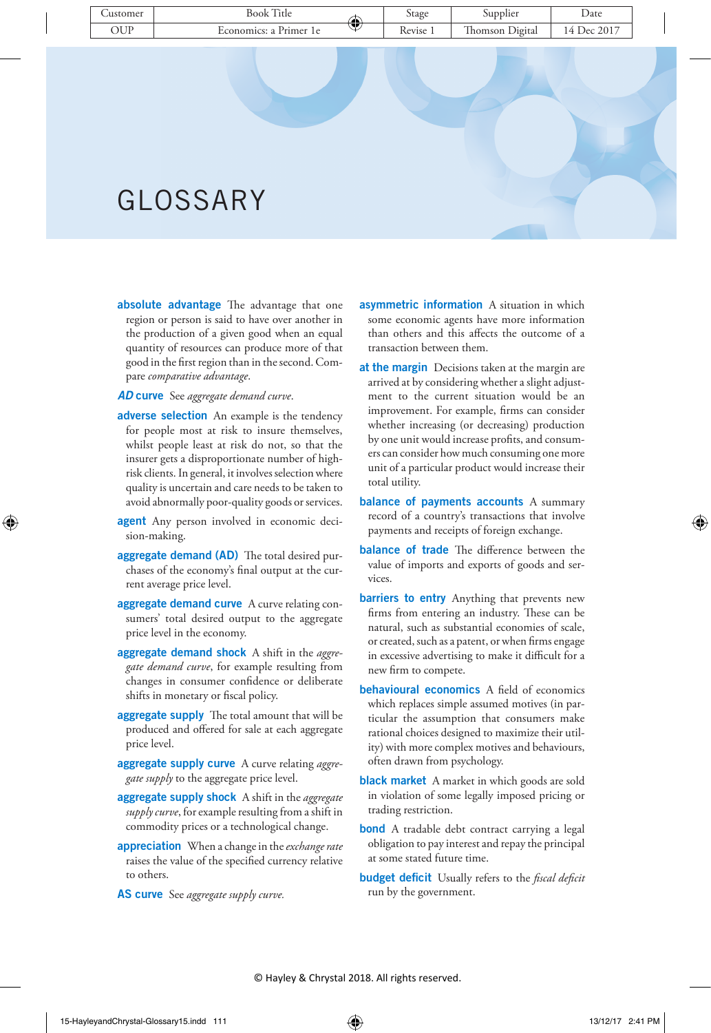# GLOSSARY

**absolute advantage** The advantage that one region or person is said to have over another in the production of a given good when an equal quantity of resources can produce more of that good in the first region than in the second. Compare *comparative advantage*.

***AD* curve** See *aggregate demand curve*.

**adverse selection** An example is the tendency for people most at risk to insure themselves, whilst people least at risk do not, so that the insurer gets a disproportionate number of high-risk clients. In general, it involves selection where quality is uncertain and care needs to be taken to avoid abnormally poor-quality goods or services.

**agent** Any person involved in economic decision-making.

**aggregate demand (AD)** The total desired purchases of the economy's final output at the current average price level.

**aggregate demand curve** A curve relating consumers' total desired output to the aggregate price level in the economy.

**aggregate demand shock** A shift in the *aggregate demand curve*, for example resulting from changes in consumer confidence or deliberate shifts in monetary or fiscal policy.

**aggregate supply** The total amount that will be produced and offered for sale at each aggregate price level.

**aggregate supply curve** A curve relating *aggregate supply* to the aggregate price level.

**aggregate supply shock** A shift in the *aggregate supply curve*, for example resulting from a shift in commodity prices or a technological change.

**appreciation** When a change in the *exchange rate* raises the value of the specified currency relative to others.

**AS curve** See *aggregate supply curve*.

**asymmetric information** A situation in which some economic agents have more information than others and this affects the outcome of a transaction between them.

**at the margin** Decisions taken at the margin are arrived at by considering whether a slight adjustment to the current situation would be an improvement. For example, firms can consider whether increasing (or decreasing) production by one unit would increase profits, and consumers can consider how much consuming one more unit of a particular product would increase their total utility.

**balance of payments accounts** A summary record of a country's transactions that involve payments and receipts of foreign exchange.

**balance of trade** The difference between the value of imports and exports of goods and services.

**barriers to entry** Anything that prevents new firms from entering an industry. These can be natural, such as substantial economies of scale, or created, such as a patent, or when firms engage in excessive advertising to make it difficult for a new firm to compete.

**behavioural economics** A field of economics which replaces simple assumed motives (in particular the assumption that consumers make rational choices designed to maximize their utility) with more complex motives and behaviours, often drawn from psychology.

**black market** A market in which goods are sold in violation of some legally imposed pricing or trading restriction.

**bond** A tradable debt contract carrying a legal obligation to pay interest and repay the principal at some stated future time.

**budget deficit** Usually refers to the *fiscal deficit* run by the government.

© Hayley & Chrystal 2018. All rights reserved.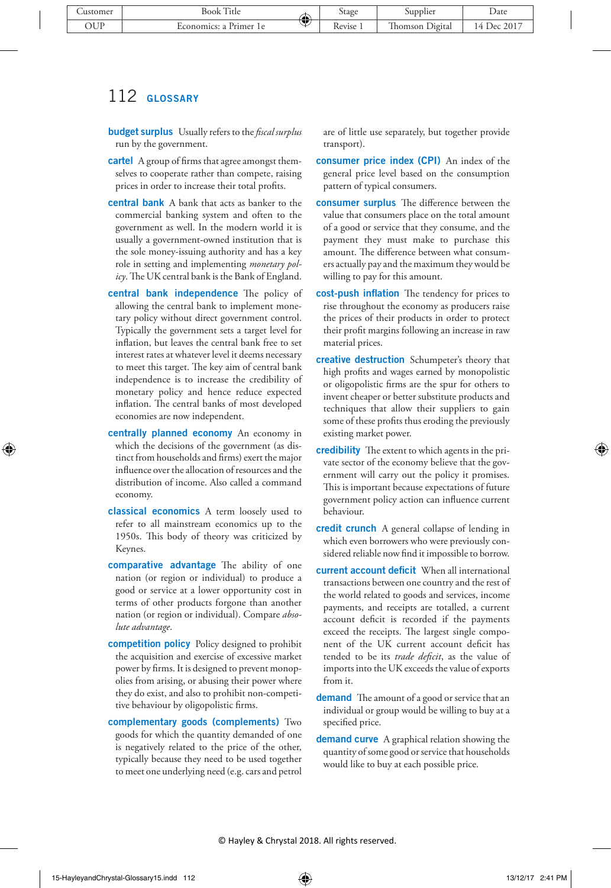**budget surplus** Usually refers to the *fiscal surplus* run by the government.

**cartel** A group of firms that agree amongst themselves to cooperate rather than compete, raising prices in order to increase their total profits.

**central bank** A bank that acts as banker to the commercial banking system and often to the government as well. In the modern world it is usually a government-owned institution that is the sole money-issuing authority and has a key role in setting and implementing *monetary policy*. The UK central bank is the Bank of England.

**central bank independence** The policy of allowing the central bank to implement monetary policy without direct government control. Typically the government sets a target level for inflation, but leaves the central bank free to set interest rates at whatever level it deems necessary to meet this target. The key aim of central bank independence is to increase the credibility of monetary policy and hence reduce expected inflation. The central banks of most developed economies are now independent.

**centrally planned economy** An economy in which the decisions of the government (as distinct from households and firms) exert the major influence over the allocation of resources and the distribution of income. Also called a command economy.

**classical economics** A term loosely used to refer to all mainstream economics up to the 1950s. This body of theory was criticized by Keynes.

**comparative advantage** The ability of one nation (or region or individual) to produce a good or service at a lower opportunity cost in terms of other products forgone than another nation (or region or individual). Compare *absolute advantage*.

**competition policy** Policy designed to prohibit the acquisition and exercise of excessive market power by firms. It is designed to prevent monopolies from arising, or abusing their power where they do exist, and also to prohibit non-competitive behaviour by oligopolistic firms.

**complementary goods (complements)** Two goods for which the quantity demanded of one is negatively related to the price of the other, typically because they need to be used together to meet one underlying need (e.g. cars and petrol are of little use separately, but together provide transport).

**consumer price index (CPI)** An index of the general price level based on the consumption pattern of typical consumers.

**consumer surplus** The difference between the value that consumers place on the total amount of a good or service that they consume, and the payment they must make to purchase this amount. The difference between what consumers actually pay and the maximum they would be willing to pay for this amount.

**cost-push inflation** The tendency for prices to rise throughout the economy as producers raise the prices of their products in order to protect their profit margins following an increase in raw material prices.

**creative destruction** Schumpeter's theory that high profits and wages earned by monopolistic or oligopolistic firms are the spur for others to invent cheaper or better substitute products and techniques that allow their suppliers to gain some of these profits thus eroding the previously existing market power.

**credibility** The extent to which agents in the private sector of the economy believe that the government will carry out the policy it promises. This is important because expectations of future government policy action can influence current behaviour.

**credit crunch** A general collapse of lending in which even borrowers who were previously considered reliable now find it impossible to borrow.

**current account deficit** When all international transactions between one country and the rest of the world related to goods and services, income payments, and receipts are totalled, a current account deficit is recorded if the payments exceed the receipts. The largest single component of the UK current account deficit has tended to be its *trade deficit*, as the value of imports into the UK exceeds the value of exports from it.

**demand** The amount of a good or service that an individual or group would be willing to buy at a specified price.

**demand curve** A graphical relation showing the quantity of some good or service that households would like to buy at each possible price.

© Hayley & Chrystal 2018. All rights reserved.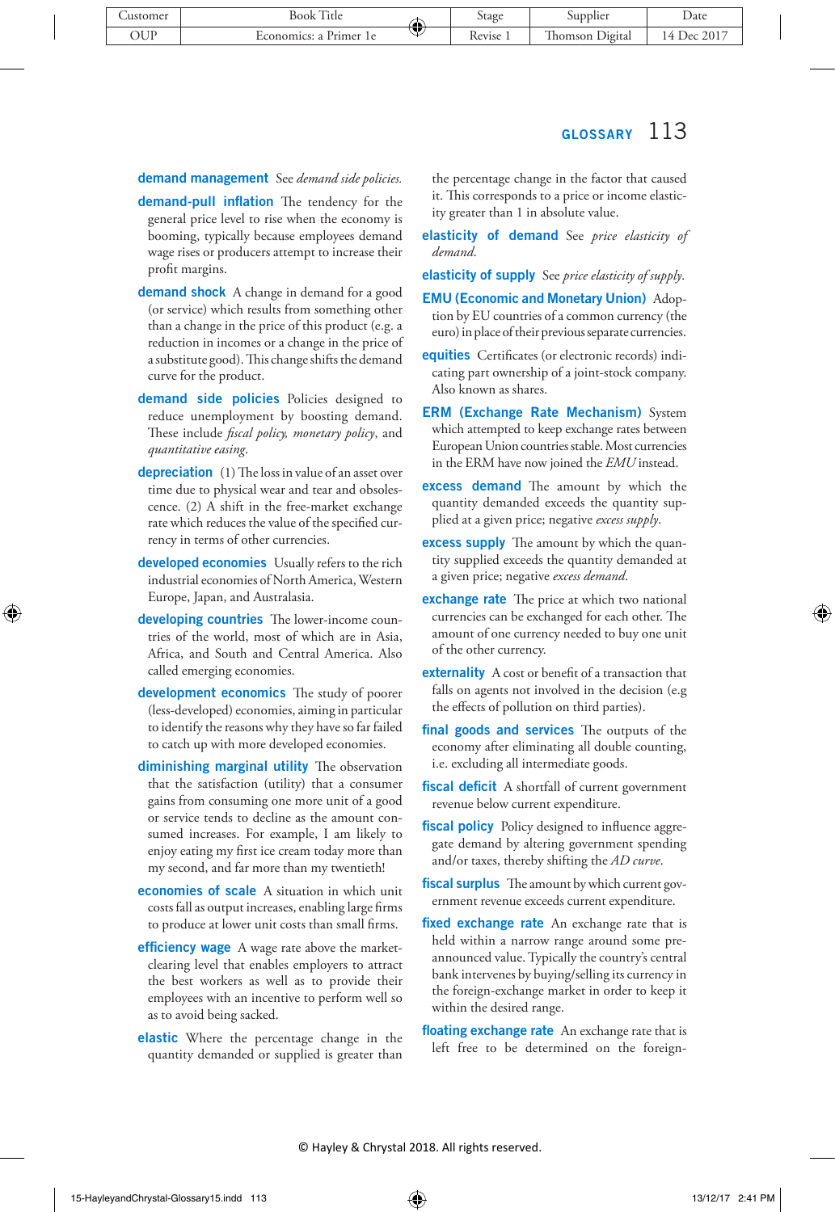**demand management** See *demand side policies.*

**demand-pull inflation** The tendency for the general price level to rise when the economy is booming, typically because employees demand wage rises or producers attempt to increase their profit margins.

**demand shock** A change in demand for a good (or service) which results from something other than a change in the price of this product (e.g. a reduction in incomes or a change in the price of a substitute good). This change shifts the demand curve for the product.

**demand side policies** Policies designed to reduce unemployment by boosting demand. These include *fiscal policy, monetary policy*, and *quantitative easing*.

**depreciation** (1) The loss in value of an asset over time due to physical wear and tear and obsolescence. (2) A shift in the free-market exchange rate which reduces the value of the specified currency in terms of other currencies.

**developed economies** Usually refers to the rich industrial economies of North America, Western Europe, Japan, and Australasia.

**developing countries** The lower-income countries of the world, most of which are in Asia, Africa, and South and Central America. Also called emerging economies.

**development economics** The study of poorer (less-developed) economies, aiming in particular to identify the reasons why they have so far failed to catch up with more developed economies.

**diminishing marginal utility** The observation that the satisfaction (utility) that a consumer gains from consuming one more unit of a good or service tends to decline as the amount consumed increases. For example, I am likely to enjoy eating my first ice cream today more than my second, and far more than my twentieth!

**economies of scale** A situation in which unit costs fall as output increases, enabling large firms to produce at lower unit costs than small firms.

**efficiency wage** A wage rate above the market-clearing level that enables employers to attract the best workers as well as to provide their employees with an incentive to perform well so as to avoid being sacked.

**elastic** Where the percentage change in the quantity demanded or supplied is greater than the percentage change in the factor that caused it. This corresponds to a price or income elasticity greater than 1 in absolute value.

**elasticity of demand** See *price elasticity of demand.*

**elasticity of supply** See *price elasticity of supply.*

**EMU (Economic and Monetary Union)** Adoption by EU countries of a common currency (the euro) in place of their previous separate currencies.

**equities** Certificates (or electronic records) indicating part ownership of a joint-stock company. Also known as shares.

**ERM (Exchange Rate Mechanism)** System which attempted to keep exchange rates between European Union countries stable. Most currencies in the ERM have now joined the *EMU* instead.

**excess demand** The amount by which the quantity demanded exceeds the quantity supplied at a given price; negative *excess supply*.

**excess supply** The amount by which the quantity supplied exceeds the quantity demanded at a given price; negative *excess demand.*

**exchange rate** The price at which two national currencies can be exchanged for each other. The amount of one currency needed to buy one unit of the other currency.

**externality** A cost or benefit of a transaction that falls on agents not involved in the decision (e.g the effects of pollution on third parties).

**final goods and services** The outputs of the economy after eliminating all double counting, i.e. excluding all intermediate goods.

**fiscal deficit** A shortfall of current government revenue below current expenditure.

**fiscal policy** Policy designed to influence aggregate demand by altering government spending and/or taxes, thereby shifting the *AD curve*.

**fiscal surplus** The amount by which current government revenue exceeds current expenditure.

**fixed exchange rate** An exchange rate that is held within a narrow range around some preannounced value. Typically the country's central bank intervenes by buying/selling its currency in the foreign-exchange market in order to keep it within the desired range.

**floating exchange rate** An exchange rate that is left free to be determined on the foreign-

© Hayley & Chrystal 2018. All rights reserved.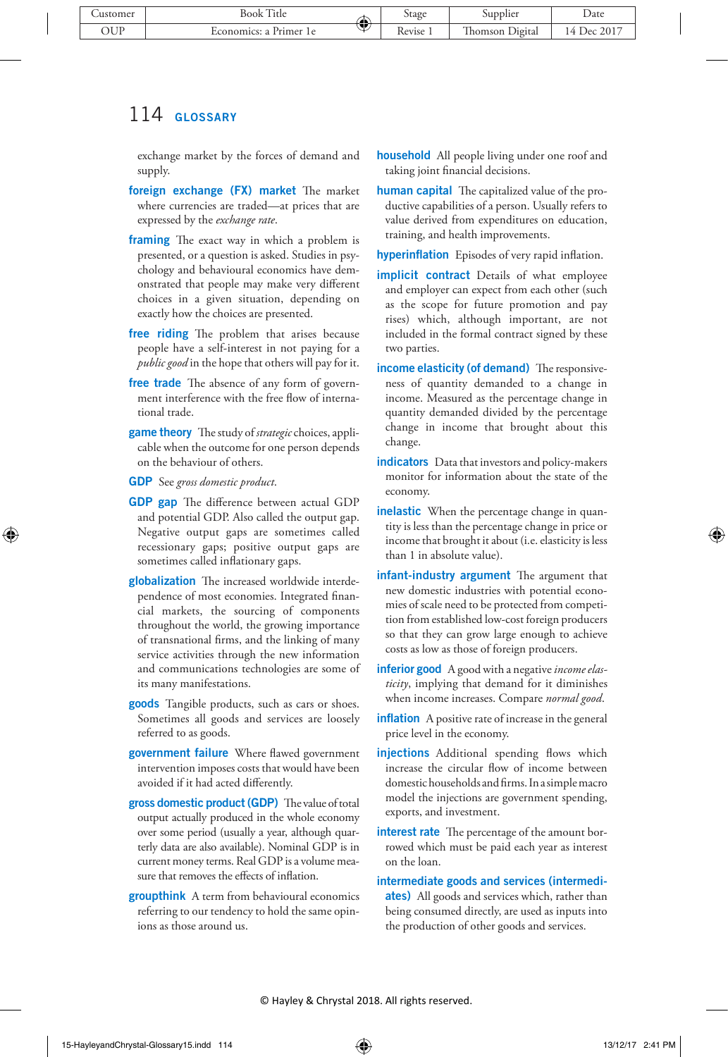exchange market by the forces of demand and supply.

**foreign exchange (FX) market** The market where currencies are traded—at prices that are expressed by the *exchange rate*.

**framing** The exact way in which a problem is presented, or a question is asked. Studies in psychology and behavioural economics have demonstrated that people may make very different choices in a given situation, depending on exactly how the choices are presented.

**free riding** The problem that arises because people have a self-interest in not paying for a *public good* in the hope that others will pay for it.

**free trade** The absence of any form of government interference with the free flow of international trade.

**game theory** The study of *strategic* choices, applicable when the outcome for one person depends on the behaviour of others.

**GDP** See *gross domestic product*.

**GDP gap** The difference between actual GDP and potential GDP. Also called the output gap. Negative output gaps are sometimes called recessionary gaps; positive output gaps are sometimes called inflationary gaps.

**globalization** The increased worldwide interdependence of most economies. Integrated financial markets, the sourcing of components throughout the world, the growing importance of transnational firms, and the linking of many service activities through the new information and communications technologies are some of its many manifestations.

**goods** Tangible products, such as cars or shoes. Sometimes all goods and services are loosely referred to as goods.

**government failure** Where flawed government intervention imposes costs that would have been avoided if it had acted differently.

**gross domestic product (GDP)** The value of total output actually produced in the whole economy over some period (usually a year, although quarterly data are also available). Nominal GDP is in current money terms. Real GDP is a volume measure that removes the effects of inflation.

**groupthink** A term from behavioural economics referring to our tendency to hold the same opinions as those around us.

**household** All people living under one roof and taking joint financial decisions.

**human capital** The capitalized value of the productive capabilities of a person. Usually refers to value derived from expenditures on education, training, and health improvements.

**hyperinflation** Episodes of very rapid inflation.

**implicit contract** Details of what employee and employer can expect from each other (such as the scope for future promotion and pay rises) which, although important, are not included in the formal contract signed by these two parties.

**income elasticity (of demand)** The responsiveness of quantity demanded to a change in income. Measured as the percentage change in quantity demanded divided by the percentage change in income that brought about this change.

**indicators** Data that investors and policy-makers monitor for information about the state of the economy.

**inelastic** When the percentage change in quantity is less than the percentage change in price or income that brought it about (i.e. elasticity is less than 1 in absolute value).

**infant-industry argument** The argument that new domestic industries with potential economies of scale need to be protected from competition from established low-cost foreign producers so that they can grow large enough to achieve costs as low as those of foreign producers.

**inferior good** A good with a negative *income elasticity*, implying that demand for it diminishes when income increases. Compare *normal good*.

**inflation** A positive rate of increase in the general price level in the economy.

**injections** Additional spending flows which increase the circular flow of income between domestic households and firms. In a simple macro model the injections are government spending, exports, and investment.

**interest rate** The percentage of the amount borrowed which must be paid each year as interest on the loan.

**intermediate goods and services (intermediates)** All goods and services which, rather than being consumed directly, are used as inputs into the production of other goods and services.

© Hayley & Chrystal 2018. All rights reserved.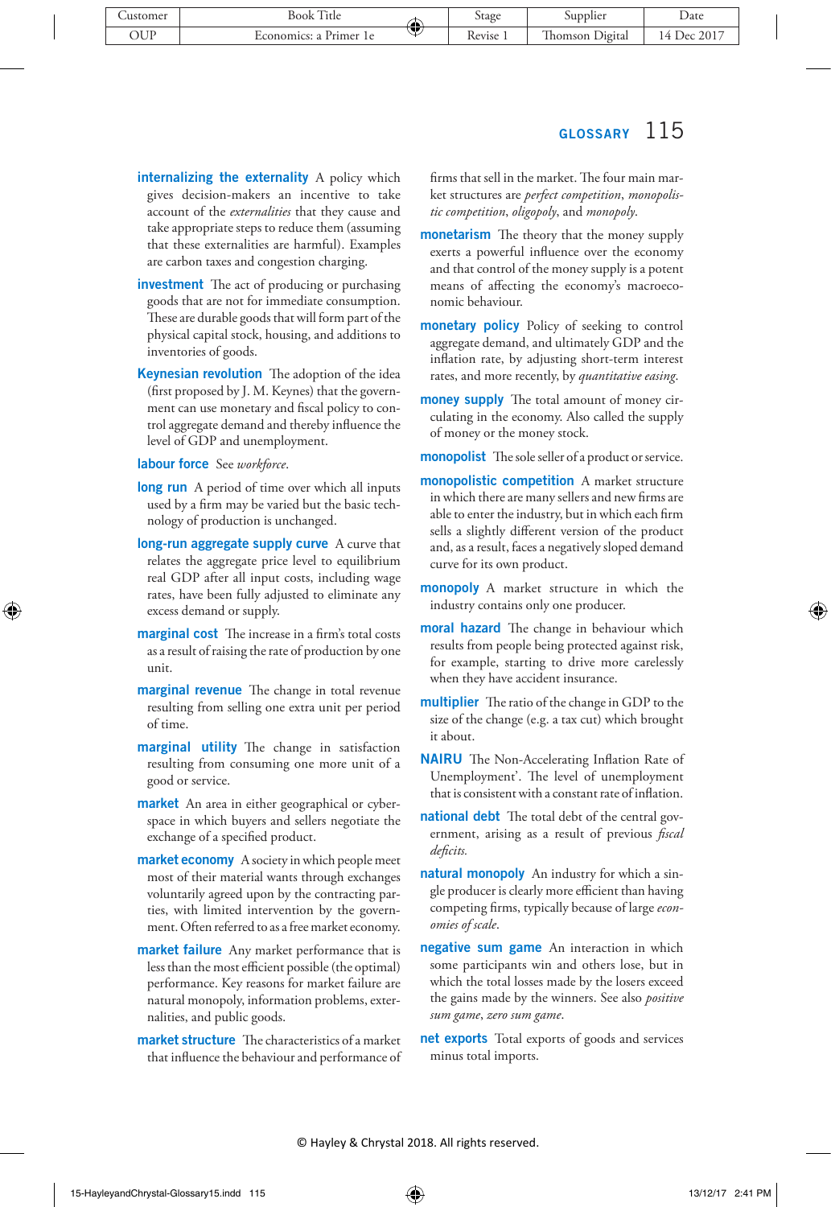**internalizing the externality** A policy which gives decision-makers an incentive to take account of the *externalities* that they cause and take appropriate steps to reduce them (assuming that these externalities are harmful). Examples are carbon taxes and congestion charging.

**investment** The act of producing or purchasing goods that are not for immediate consumption. These are durable goods that will form part of the physical capital stock, housing, and additions to inventories of goods.

**Keynesian revolution** The adoption of the idea (first proposed by J. M. Keynes) that the government can use monetary and fiscal policy to control aggregate demand and thereby influence the level of GDP and unemployment.

**labour force** See *workforce*.

**long run** A period of time over which all inputs used by a firm may be varied but the basic technology of production is unchanged.

**long-run aggregate supply curve** A curve that relates the aggregate price level to equilibrium real GDP after all input costs, including wage rates, have been fully adjusted to eliminate any excess demand or supply.

**marginal cost** The increase in a firm's total costs as a result of raising the rate of production by one unit.

**marginal revenue** The change in total revenue resulting from selling one extra unit per period of time.

**marginal utility** The change in satisfaction resulting from consuming one more unit of a good or service.

**market** An area in either geographical or cyberspace in which buyers and sellers negotiate the exchange of a specified product.

**market economy** A society in which people meet most of their material wants through exchanges voluntarily agreed upon by the contracting parties, with limited intervention by the government. Often referred to as a free market economy.

**market failure** Any market performance that is less than the most efficient possible (the optimal) performance. Key reasons for market failure are natural monopoly, information problems, externalities, and public goods.

**market structure** The characteristics of a market that influence the behaviour and performance of firms that sell in the market. The four main market structures are *perfect competition*, *monopolistic competition*, *oligopoly*, and *monopoly*.

**monetarism** The theory that the money supply exerts a powerful influence over the economy and that control of the money supply is a potent means of affecting the economy's macroeconomic behaviour.

**monetary policy** Policy of seeking to control aggregate demand, and ultimately GDP and the inflation rate, by adjusting short-term interest rates, and more recently, by *quantitative easing*.

**money supply** The total amount of money circulating in the economy. Also called the supply of money or the money stock.

**monopolist** The sole seller of a product or service.

**monopolistic competition** A market structure in which there are many sellers and new firms are able to enter the industry, but in which each firm sells a slightly different version of the product and, as a result, faces a negatively sloped demand curve for its own product.

**monopoly** A market structure in which the industry contains only one producer.

**moral hazard** The change in behaviour which results from people being protected against risk, for example, starting to drive more carelessly when they have accident insurance.

**multiplier** The ratio of the change in GDP to the size of the change (e.g. a tax cut) which brought it about.

**NAIRU** The Non-Accelerating Inflation Rate of Unemployment'. The level of unemployment that is consistent with a constant rate of inflation.

**national debt** The total debt of the central government, arising as a result of previous *fiscal deficits*.

**natural monopoly** An industry for which a single producer is clearly more efficient than having competing firms, typically because of large *economies of scale*.

**negative sum game** An interaction in which some participants win and others lose, but in which the total losses made by the losers exceed the gains made by the winners. See also *positive sum game*, *zero sum game*.

**net exports** Total exports of goods and services minus total imports.

© Hayley & Chrystal 2018. All rights reserved.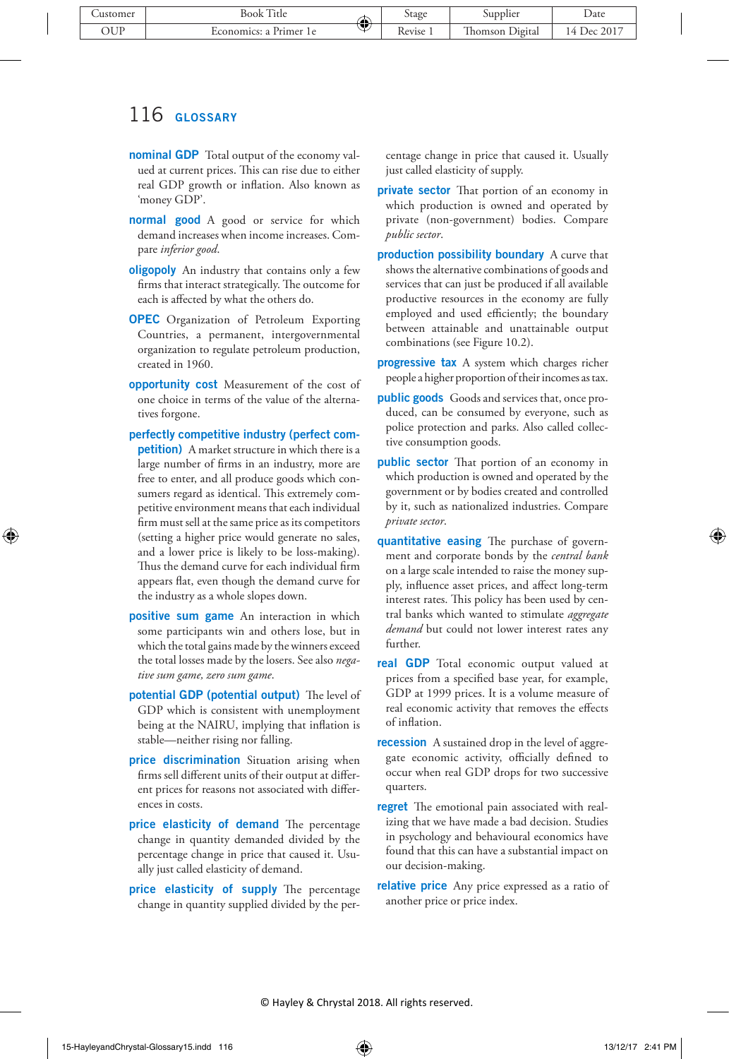## GLOSSARY

**nominal GDP** Total output of the economy valued at current prices. This can rise due to either real GDP growth or inflation. Also known as 'money GDP'.

**normal good** A good or service for which demand increases when income increases. Compare *inferior good*.

**oligopoly** An industry that contains only a few firms that interact strategically. The outcome for each is affected by what the others do.

**OPEC** Organization of Petroleum Exporting Countries, a permanent, intergovernmental organization to regulate petroleum production, created in 1960.

**opportunity cost** Measurement of the cost of one choice in terms of the value of the alternatives forgone.

**perfectly competitive industry (perfect competition)** A market structure in which there is a large number of firms in an industry, more are free to enter, and all produce goods which consumers regard as identical. This extremely competitive environment means that each individual firm must sell at the same price as its competitors (setting a higher price would generate no sales, and a lower price is likely to be loss-making). Thus the demand curve for each individual firm appears flat, even though the demand curve for the industry as a whole slopes down.

**positive sum game** An interaction in which some participants win and others lose, but in which the total gains made by the winners exceed the total losses made by the losers. See also *negative sum game, zero sum game*.

**potential GDP (potential output)** The level of GDP which is consistent with unemployment being at the NAIRU, implying that inflation is stable—neither rising nor falling.

**price discrimination** Situation arising when firms sell different units of their output at different prices for reasons not associated with differences in costs.

**price elasticity of demand** The percentage change in quantity demanded divided by the percentage change in price that caused it. Usually just called elasticity of demand.

**price elasticity of supply** The percentage change in quantity supplied divided by the percentage change in price that caused it. Usually just called elasticity of supply.

**private sector** That portion of an economy in which production is owned and operated by private (non-government) bodies. Compare *public sector*.

**production possibility boundary** A curve that shows the alternative combinations of goods and services that can just be produced if all available productive resources in the economy are fully employed and used efficiently; the boundary between attainable and unattainable output combinations (see Figure 10.2).

**progressive tax** A system which charges richer people a higher proportion of their incomes as tax.

**public goods** Goods and services that, once produced, can be consumed by everyone, such as police protection and parks. Also called collective consumption goods.

**public sector** That portion of an economy in which production is owned and operated by the government or by bodies created and controlled by it, such as nationalized industries. Compare *private sector*.

**quantitative easing** The purchase of government and corporate bonds by the *central bank* on a large scale intended to raise the money supply, influence asset prices, and affect long-term interest rates. This policy has been used by central banks which wanted to stimulate *aggregate demand* but could not lower interest rates any further.

**real GDP** Total economic output valued at prices from a specified base year, for example, GDP at 1999 prices. It is a volume measure of real economic activity that removes the effects of inflation.

**recession** A sustained drop in the level of aggregate economic activity, officially defined to occur when real GDP drops for two successive quarters.

**regret** The emotional pain associated with realizing that we have made a bad decision. Studies in psychology and behavioural economics have found that this can have a substantial impact on our decision-making.

**relative price** Any price expressed as a ratio of another price or price index.

© Hayley & Chrystal 2018. All rights reserved.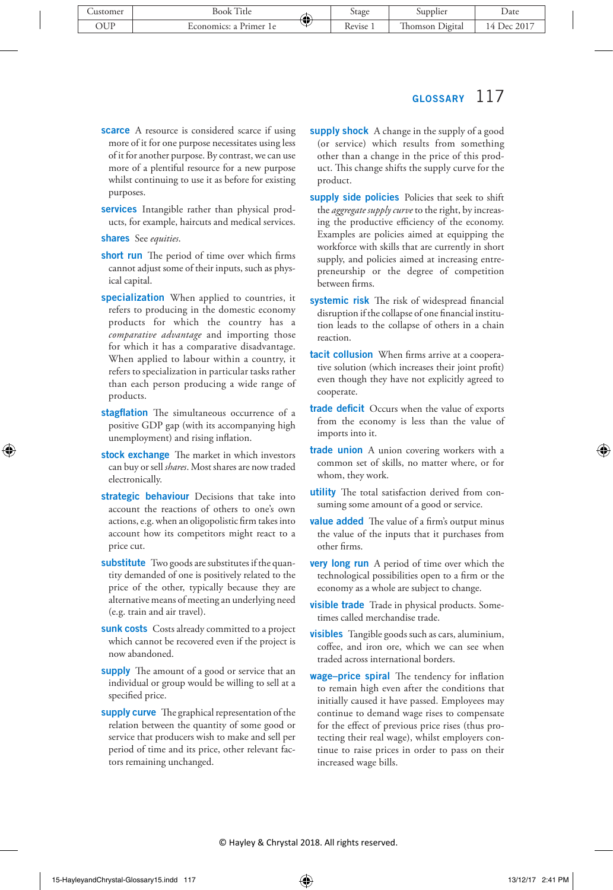**scarce** A resource is considered scarce if using more of it for one purpose necessitates using less of it for another purpose. By contrast, we can use more of a plentiful resource for a new purpose whilst continuing to use it as before for existing purposes.

**services** Intangible rather than physical products, for example, haircuts and medical services.

**shares** See *equities*.

**short run** The period of time over which firms cannot adjust some of their inputs, such as physical capital.

**specialization** When applied to countries, it refers to producing in the domestic economy products for which the country has a *comparative advantage* and importing those for which it has a comparative disadvantage. When applied to labour within a country, it refers to specialization in particular tasks rather than each person producing a wide range of products.

**stagflation** The simultaneous occurrence of a positive GDP gap (with its accompanying high unemployment) and rising inflation.

**stock exchange** The market in which investors can buy or sell *shares*. Most shares are now traded electronically.

**strategic behaviour** Decisions that take into account the reactions of others to one's own actions, e.g. when an oligopolistic firm takes into account how its competitors might react to a price cut.

**substitute** Two goods are substitutes if the quantity demanded of one is positively related to the price of the other, typically because they are alternative means of meeting an underlying need (e.g. train and air travel).

**sunk costs** Costs already committed to a project which cannot be recovered even if the project is now abandoned.

**supply** The amount of a good or service that an individual or group would be willing to sell at a specified price.

**supply curve** The graphical representation of the relation between the quantity of some good or service that producers wish to make and sell per period of time and its price, other relevant factors remaining unchanged.

**supply shock** A change in the supply of a good (or service) which results from something other than a change in the price of this product. This change shifts the supply curve for the product.

**supply side policies** Policies that seek to shift the *aggregate supply curve* to the right, by increasing the productive efficiency of the economy. Examples are policies aimed at equipping the workforce with skills that are currently in short supply, and policies aimed at increasing entrepreneurship or the degree of competition between firms.

**systemic risk** The risk of widespread financial disruption if the collapse of one financial institution leads to the collapse of others in a chain reaction.

**tacit collusion** When firms arrive at a cooperative solution (which increases their joint profit) even though they have not explicitly agreed to cooperate.

**trade deficit** Occurs when the value of exports from the economy is less than the value of imports into it.

**trade union** A union covering workers with a common set of skills, no matter where, or for whom, they work.

**utility** The total satisfaction derived from consuming some amount of a good or service.

**value added** The value of a firm's output minus the value of the inputs that it purchases from other firms.

**very long run** A period of time over which the technological possibilities open to a firm or the economy as a whole are subject to change.

**visible trade** Trade in physical products. Sometimes called merchandise trade.

**visibles** Tangible goods such as cars, aluminium, coffee, and iron ore, which we can see when traded across international borders.

**wage–price spiral** The tendency for inflation to remain high even after the conditions that initially caused it have passed. Employees may continue to demand wage rises to compensate for the effect of previous price rises (thus protecting their real wage), whilst employers continue to raise prices in order to pass on their increased wage bills.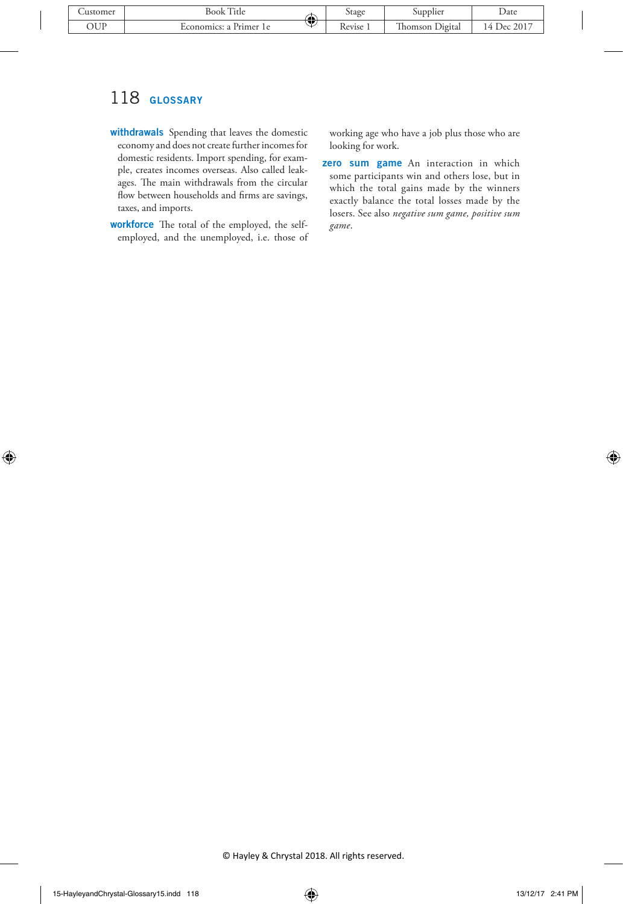## GLOSSARY

**withdrawals** Spending that leaves the domestic economy and does not create further incomes for domestic residents. Import spending, for example, creates incomes overseas. Also called leakages. The main withdrawals from the circular flow between households and firms are savings, taxes, and imports.

**workforce** The total of the employed, the self-employed, and the unemployed, i.e. those of working age who have a job plus those who are looking for work.

**zero sum game** An interaction in which some participants win and others lose, but in which the total gains made by the winners exactly balance the total losses made by the losers. See also *negative sum game, positive sum game*.

© Hayley & Chrystal 2018. All rights reserved.